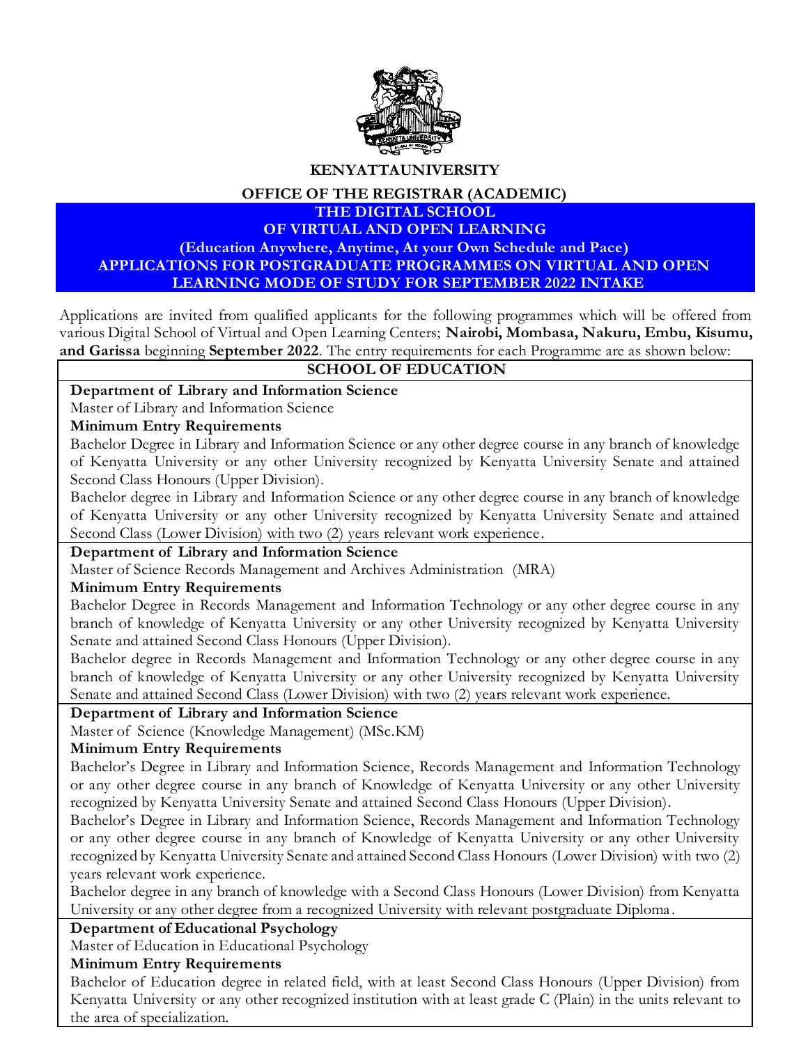**KENYATTAUNIVERSITY**

**OFFICE OF THE REGISTRAR (ACADEMIC)**

**THE DIGITAL SCHOOL**
**OF VIRTUAL AND OPEN LEARNING**
**(Education Anywhere, Anytime, At your Own Schedule and Pace)**
**APPLICATIONS FOR POSTGRADUATE PROGRAMMES ON VIRTUAL AND OPEN LEARNING MODE OF STUDY FOR SEPTEMBER 2022 INTAKE**

Applications are invited from qualified applicants for the following programmes which will be offered from various Digital School of Virtual and Open Learning Centers; **Nairobi, Mombasa, Nakuru, Embu, Kisumu, and Garissa** beginning **September 2022**. The entry requirements for each Programme are as shown below:

## SCHOOL OF EDUCATION

**Department of Library and Information Science**

Master of Library and Information Science

**Minimum Entry Requirements**

Bachelor Degree in Library and Information Science or any other degree course in any branch of knowledge of Kenyatta University or any other University recognized by Kenyatta University Senate and attained Second Class Honours (Upper Division).

Bachelor degree in Library and Information Science or any other degree course in any branch of knowledge of Kenyatta University or any other University recognized by Kenyatta University Senate and attained Second Class (Lower Division) with two (2) years relevant work experience.

**Department of Library and Information Science**

Master of Science Records Management and Archives Administration (MRA)

**Minimum Entry Requirements**

Bachelor Degree in Records Management and Information Technology or any other degree course in any branch of knowledge of Kenyatta University or any other University recognized by Kenyatta University Senate and attained Second Class Honours (Upper Division).

Bachelor degree in Records Management and Information Technology or any other degree course in any branch of knowledge of Kenyatta University or any other University recognized by Kenyatta University Senate and attained Second Class (Lower Division) with two (2) years relevant work experience.

**Department of Library and Information Science**

Master of Science (Knowledge Management) (MSc.KM)

**Minimum Entry Requirements**

Bachelor's Degree in Library and Information Science, Records Management and Information Technology or any other degree course in any branch of Knowledge of Kenyatta University or any other University recognized by Kenyatta University Senate and attained Second Class Honours (Upper Division).

Bachelor's Degree in Library and Information Science, Records Management and Information Technology or any other degree course in any branch of Knowledge of Kenyatta University or any other University recognized by Kenyatta University Senate and attained Second Class Honours (Lower Division) with two (2) years relevant work experience.

Bachelor degree in any branch of knowledge with a Second Class Honours (Lower Division) from Kenyatta University or any other degree from a recognized University with relevant postgraduate Diploma.

**Department of Educational Psychology**

Master of Education in Educational Psychology

**Minimum Entry Requirements**

Bachelor of Education degree in related field, with at least Second Class Honours (Upper Division) from Kenyatta University or any other recognized institution with at least grade C (Plain) in the units relevant to the area of specialization.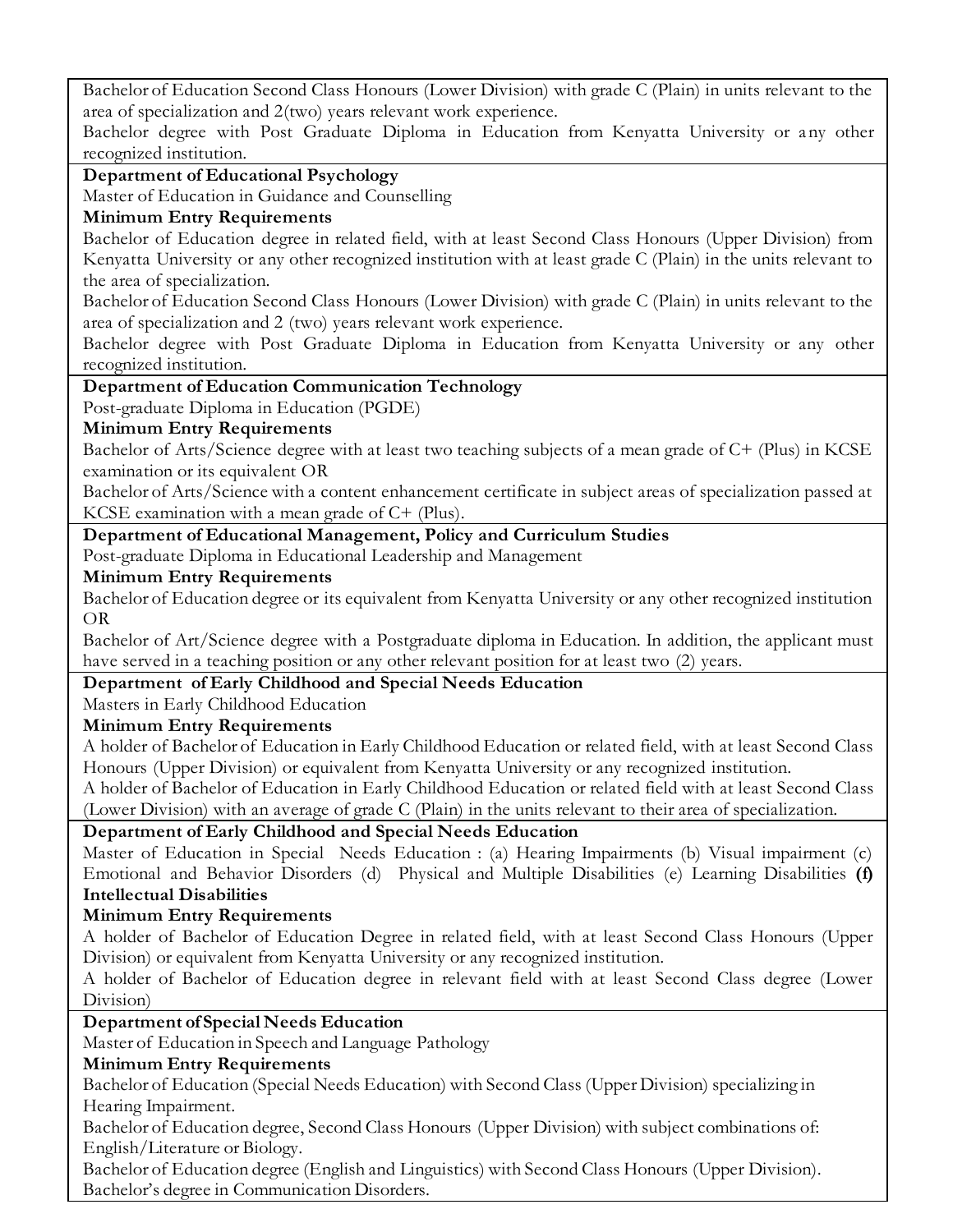Bachelor of Education Second Class Honours (Lower Division) with grade C (Plain) in units relevant to the area of specialization and 2(two) years relevant work experience.

Bachelor degree with Post Graduate Diploma in Education from Kenyatta University or any other recognized institution.

**Department of Educational Psychology**

Master of Education in Guidance and Counselling

**Minimum Entry Requirements**

Bachelor of Education degree in related field, with at least Second Class Honours (Upper Division) from Kenyatta University or any other recognized institution with at least grade C (Plain) in the units relevant to the area of specialization.

Bachelor of Education Second Class Honours (Lower Division) with grade C (Plain) in units relevant to the area of specialization and 2 (two) years relevant work experience.

Bachelor degree with Post Graduate Diploma in Education from Kenyatta University or any other recognized institution.

**Department of Education Communication Technology**

Post-graduate Diploma in Education (PGDE)

**Minimum Entry Requirements**

Bachelor of Arts/Science degree with at least two teaching subjects of a mean grade of C+ (Plus) in KCSE examination or its equivalent OR

Bachelor of Arts/Science with a content enhancement certificate in subject areas of specialization passed at KCSE examination with a mean grade of C+ (Plus).

**Department of Educational Management, Policy and Curriculum Studies**

Post-graduate Diploma in Educational Leadership and Management

**Minimum Entry Requirements**

Bachelor of Education degree or its equivalent from Kenyatta University or any other recognized institution OR

Bachelor of Art/Science degree with a Postgraduate diploma in Education. In addition, the applicant must have served in a teaching position or any other relevant position for at least two (2) years.

**Department of Early Childhood and Special Needs Education**

Masters in Early Childhood Education

**Minimum Entry Requirements**

A holder of Bachelor of Education in Early Childhood Education or related field, with at least Second Class Honours (Upper Division) or equivalent from Kenyatta University or any recognized institution.

A holder of Bachelor of Education in Early Childhood Education or related field with at least Second Class (Lower Division) with an average of grade C (Plain) in the units relevant to their area of specialization.

**Department of Early Childhood and Special Needs Education**

Master of Education in Special Needs Education : (a) Hearing Impairments (b) Visual impairment (c) Emotional and Behavior Disorders (d) Physical and Multiple Disabilities (e) Learning Disabilities **(f) Intellectual Disabilities**

**Minimum Entry Requirements**

A holder of Bachelor of Education Degree in related field, with at least Second Class Honours (Upper Division) or equivalent from Kenyatta University or any recognized institution.

A holder of Bachelor of Education degree in relevant field with at least Second Class degree (Lower Division)

**Department of Special Needs Education**

Master of Education in Speech and Language Pathology

**Minimum Entry Requirements**

Bachelor of Education (Special Needs Education) with Second Class (Upper Division) specializing in Hearing Impairment.

Bachelor of Education degree, Second Class Honours (Upper Division) with subject combinations of: English/Literature or Biology.

Bachelor of Education degree (English and Linguistics) with Second Class Honours (Upper Division).

Bachelor's degree in Communication Disorders.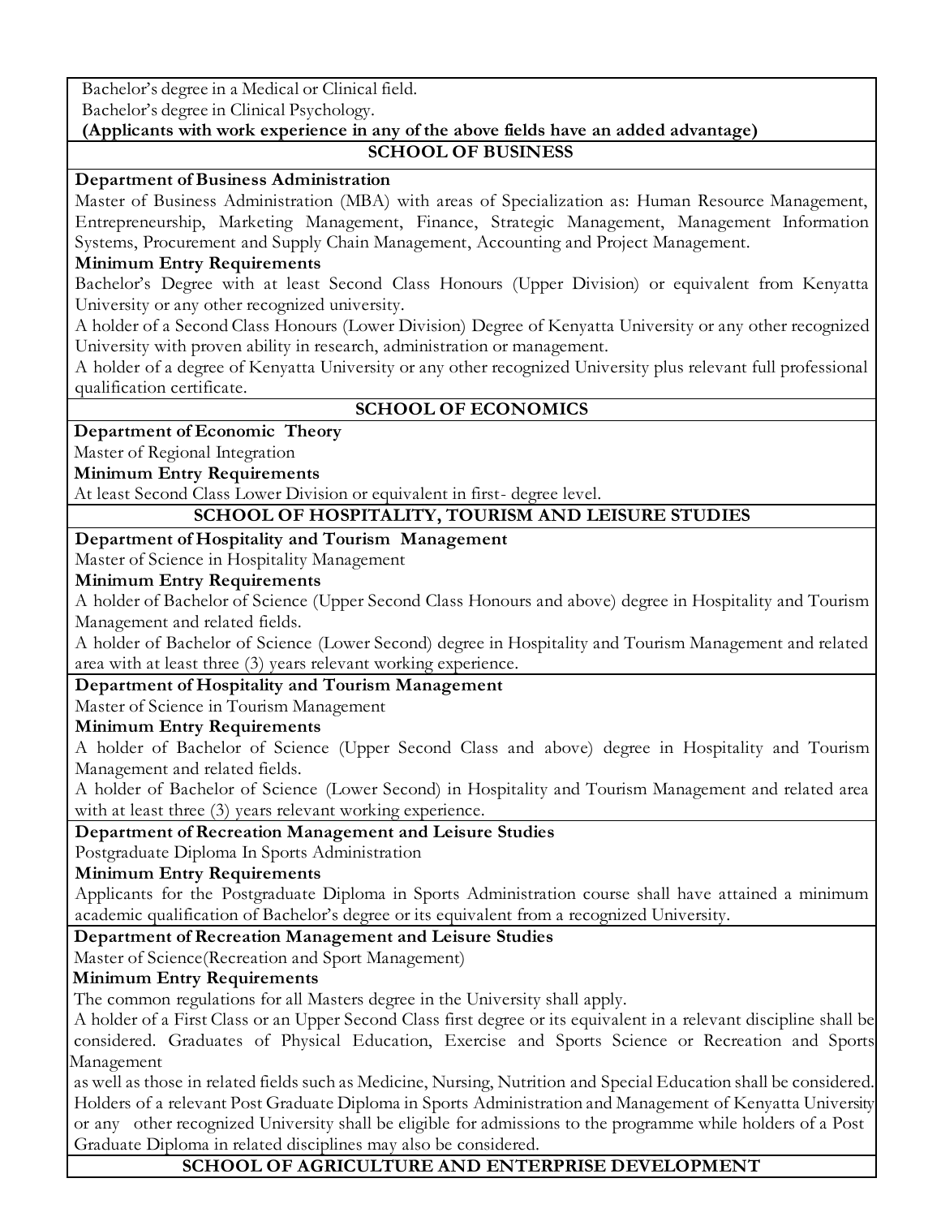Bachelor's degree in a Medical or Clinical field.
Bachelor's degree in Clinical Psychology.
**(Applicants with work experience in any of the above fields have an added advantage)**

## SCHOOL OF BUSINESS

**Department of Business Administration**

Master of Business Administration (MBA) with areas of Specialization as: Human Resource Management, Entrepreneurship, Marketing Management, Finance, Strategic Management, Management Information Systems, Procurement and Supply Chain Management, Accounting and Project Management.

**Minimum Entry Requirements**

Bachelor's Degree with at least Second Class Honours (Upper Division) or equivalent from Kenyatta University or any other recognized university.
A holder of a Second Class Honours (Lower Division) Degree of Kenyatta University or any other recognized University with proven ability in research, administration or management.
A holder of a degree of Kenyatta University or any other recognized University plus relevant full professional qualification certificate.

## SCHOOL OF ECONOMICS

**Department of Economic Theory**

Master of Regional Integration

**Minimum Entry Requirements**

At least Second Class Lower Division or equivalent in first- degree level.

## SCHOOL OF HOSPITALITY, TOURISM AND LEISURE STUDIES

**Department of Hospitality and Tourism Management**

Master of Science in Hospitality Management

**Minimum Entry Requirements**

A holder of Bachelor of Science (Upper Second Class Honours and above) degree in Hospitality and Tourism Management and related fields.
A holder of Bachelor of Science (Lower Second) degree in Hospitality and Tourism Management and related area with at least three (3) years relevant working experience.

**Department of Hospitality and Tourism Management**

Master of Science in Tourism Management

**Minimum Entry Requirements**

A holder of Bachelor of Science (Upper Second Class and above) degree in Hospitality and Tourism Management and related fields.
A holder of Bachelor of Science (Lower Second) in Hospitality and Tourism Management and related area with at least three (3) years relevant working experience.

**Department of Recreation Management and Leisure Studies**

Postgraduate Diploma In Sports Administration

**Minimum Entry Requirements**

Applicants for the Postgraduate Diploma in Sports Administration course shall have attained a minimum academic qualification of Bachelor's degree or its equivalent from a recognized University.

**Department of Recreation Management and Leisure Studies**

Master of Science(Recreation and Sport Management)

**Minimum Entry Requirements**

The common regulations for all Masters degree in the University shall apply.
A holder of a First Class or an Upper Second Class first degree or its equivalent in a relevant discipline shall be considered. Graduates of Physical Education, Exercise and Sports Science or Recreation and Sports Management as well as those in related fields such as Medicine, Nursing, Nutrition and Special Education shall be considered.
Holders of a relevant Post Graduate Diploma in Sports Administration and Management of Kenyatta University or any other recognized University shall be eligible for admissions to the programme while holders of a Post Graduate Diploma in related disciplines may also be considered.

## SCHOOL OF AGRICULTURE AND ENTERPRISE DEVELOPMENT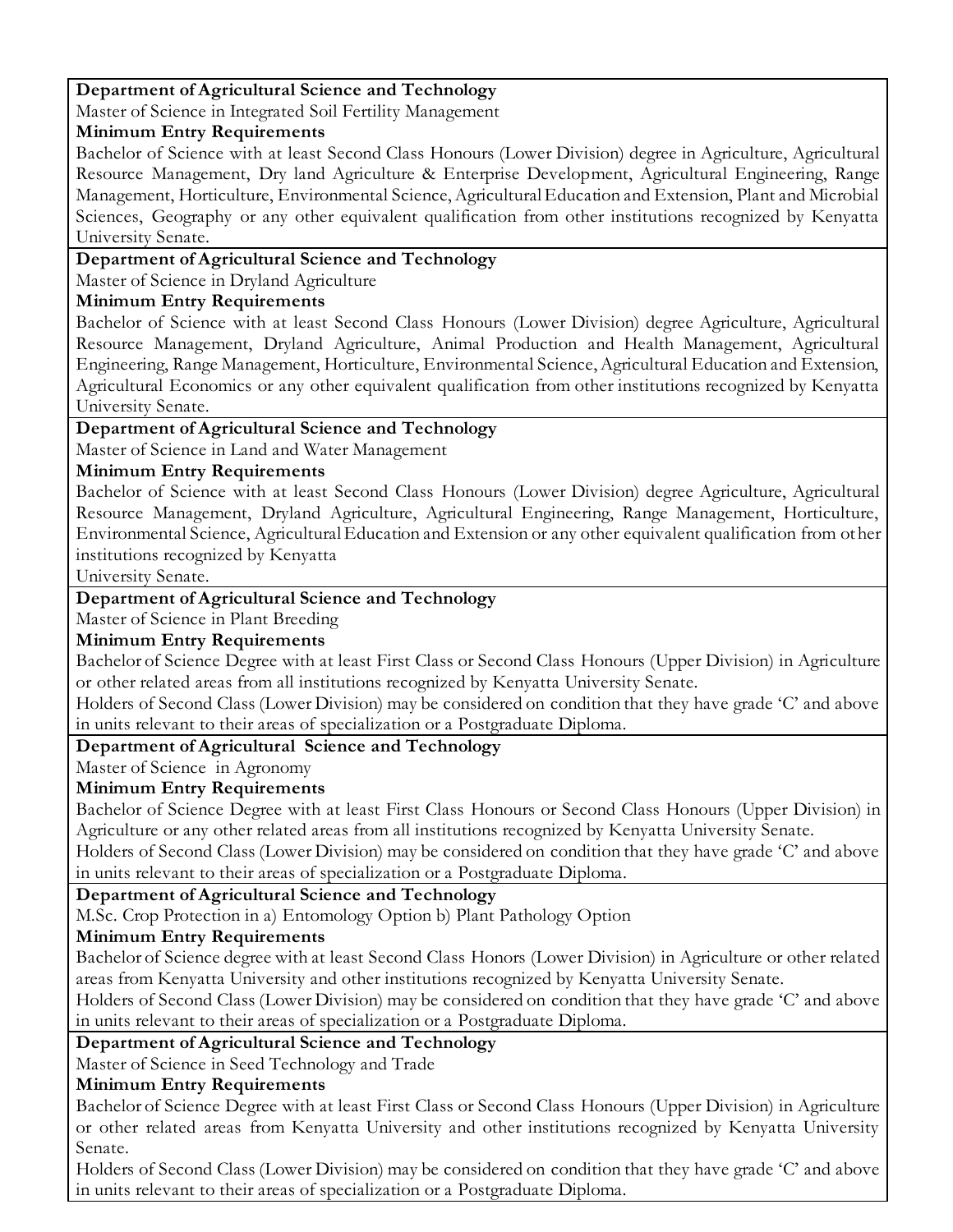**Department of Agricultural Science and Technology**

Master of Science in Integrated Soil Fertility Management

**Minimum Entry Requirements**

Bachelor of Science with at least Second Class Honours (Lower Division) degree in Agriculture, Agricultural Resource Management, Dry land Agriculture & Enterprise Development, Agricultural Engineering, Range Management, Horticulture, Environmental Science, Agricultural Education and Extension, Plant and Microbial Sciences, Geography or any other equivalent qualification from other institutions recognized by Kenyatta University Senate.

**Department of Agricultural Science and Technology**

Master of Science in Dryland Agriculture

**Minimum Entry Requirements**

Bachelor of Science with at least Second Class Honours (Lower Division) degree Agriculture, Agricultural Resource Management, Dryland Agriculture, Animal Production and Health Management, Agricultural Engineering, Range Management, Horticulture, Environmental Science, Agricultural Education and Extension, Agricultural Economics or any other equivalent qualification from other institutions recognized by Kenyatta University Senate.

**Department of Agricultural Science and Technology**

Master of Science in Land and Water Management

**Minimum Entry Requirements**

Bachelor of Science with at least Second Class Honours (Lower Division) degree Agriculture, Agricultural Resource Management, Dryland Agriculture, Agricultural Engineering, Range Management, Horticulture, Environmental Science, Agricultural Education and Extension or any other equivalent qualification from other institutions recognized by Kenyatta University Senate.

**Department of Agricultural Science and Technology**

Master of Science in Plant Breeding

**Minimum Entry Requirements**

Bachelor of Science Degree with at least First Class or Second Class Honours (Upper Division) in Agriculture or other related areas from all institutions recognized by Kenyatta University Senate.

Holders of Second Class (Lower Division) may be considered on condition that they have grade 'C' and above in units relevant to their areas of specialization or a Postgraduate Diploma.

**Department of Agricultural Science and Technology**

Master of Science in Agronomy

**Minimum Entry Requirements**

Bachelor of Science Degree with at least First Class Honours or Second Class Honours (Upper Division) in Agriculture or any other related areas from all institutions recognized by Kenyatta University Senate.

Holders of Second Class (Lower Division) may be considered on condition that they have grade 'C' and above in units relevant to their areas of specialization or a Postgraduate Diploma.

**Department of Agricultural Science and Technology**

M.Sc. Crop Protection in a) Entomology Option b) Plant Pathology Option

**Minimum Entry Requirements**

Bachelor of Science degree with at least Second Class Honors (Lower Division) in Agriculture or other related areas from Kenyatta University and other institutions recognized by Kenyatta University Senate.

Holders of Second Class (Lower Division) may be considered on condition that they have grade 'C' and above in units relevant to their areas of specialization or a Postgraduate Diploma.

**Department of Agricultural Science and Technology**

Master of Science in Seed Technology and Trade

**Minimum Entry Requirements**

Bachelor of Science Degree with at least First Class or Second Class Honours (Upper Division) in Agriculture or other related areas from Kenyatta University and other institutions recognized by Kenyatta University Senate.

Holders of Second Class (Lower Division) may be considered on condition that they have grade 'C' and above in units relevant to their areas of specialization or a Postgraduate Diploma.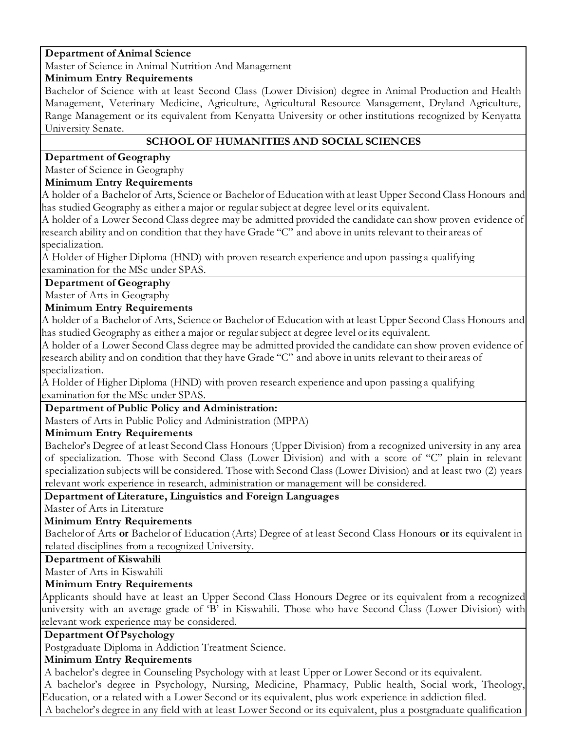**Department of Animal Science**

Master of Science in Animal Nutrition And Management

**Minimum Entry Requirements**

Bachelor of Science with at least Second Class (Lower Division) degree in Animal Production and Health Management, Veterinary Medicine, Agriculture, Agricultural Resource Management, Dryland Agriculture, Range Management or its equivalent from Kenyatta University or other institutions recognized by Kenyatta University Senate.

## SCHOOL OF HUMANITIES AND SOCIAL SCIENCES

**Department of Geography**

Master of Science in Geography

**Minimum Entry Requirements**

A holder of a Bachelor of Arts, Science or Bachelor of Education with at least Upper Second Class Honours and has studied Geography as either a major or regular subject at degree level or its equivalent.

A holder of a Lower Second Class degree may be admitted provided the candidate can show proven evidence of research ability and on condition that they have Grade "C" and above in units relevant to their areas of specialization.

A Holder of Higher Diploma (HND) with proven research experience and upon passing a qualifying examination for the MSc under SPAS.

**Department of Geography**

Master of Arts in Geography

**Minimum Entry Requirements**

A holder of a Bachelor of Arts, Science or Bachelor of Education with at least Upper Second Class Honours and has studied Geography as either a major or regular subject at degree level or its equivalent.

A holder of a Lower Second Class degree may be admitted provided the candidate can show proven evidence of research ability and on condition that they have Grade "C" and above in units relevant to their areas of specialization.

A Holder of Higher Diploma (HND) with proven research experience and upon passing a qualifying examination for the MSc under SPAS.

**Department of Public Policy and Administration:**

Masters of Arts in Public Policy and Administration (MPPA)

**Minimum Entry Requirements**

Bachelor's Degree of at least Second Class Honours (Upper Division) from a recognized university in any area of specialization. Those with Second Class (Lower Division) and with a score of "C" plain in relevant specialization subjects will be considered. Those with Second Class (Lower Division) and at least two (2) years relevant work experience in research, administration or management will be considered.

**Department of Literature, Linguistics and Foreign Languages**

Master of Arts in Literature

**Minimum Entry Requirements**

Bachelor of Arts **or** Bachelor of Education (Arts) Degree of at least Second Class Honours **or** its equivalent in related disciplines from a recognized University.

**Department of Kiswahili**

Master of Arts in Kiswahili

**Minimum Entry Requirements**

Applicants should have at least an Upper Second Class Honours Degree or its equivalent from a recognized university with an average grade of 'B' in Kiswahili. Those who have Second Class (Lower Division) with relevant work experience may be considered.

**Department Of Psychology**

Postgraduate Diploma in Addiction Treatment Science.

**Minimum Entry Requirements**

A bachelor's degree in Counseling Psychology with at least Upper or Lower Second or its equivalent.

A bachelor's degree in Psychology, Nursing, Medicine, Pharmacy, Public health, Social work, Theology, Education, or a related with a Lower Second or its equivalent, plus work experience in addiction filed.

A bachelor's degree in any field with at least Lower Second or its equivalent, plus a postgraduate qualification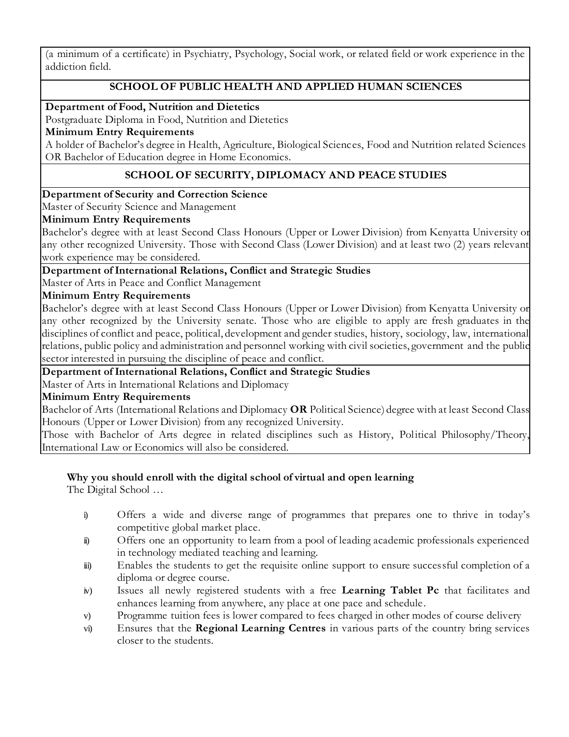(a minimum of a certificate) in Psychiatry, Psychology, Social work, or related field or work experience in the addiction field.

## SCHOOL OF PUBLIC HEALTH AND APPLIED HUMAN SCIENCES

**Department of Food, Nutrition and Dietetics**

Postgraduate Diploma in Food, Nutrition and Dietetics

**Minimum Entry Requirements**

A holder of Bachelor's degree in Health, Agriculture, Biological Sciences, Food and Nutrition related Sciences OR Bachelor of Education degree in Home Economics.

## SCHOOL OF SECURITY, DIPLOMACY AND PEACE STUDIES

**Department of Security and Correction Science**

Master of Security Science and Management

**Minimum Entry Requirements**

Bachelor's degree with at least Second Class Honours (Upper or Lower Division) from Kenyatta University or any other recognized University. Those with Second Class (Lower Division) and at least two (2) years relevant work experience may be considered.

**Department of International Relations, Conflict and Strategic Studies**

Master of Arts in Peace and Conflict Management

**Minimum Entry Requirements**

Bachelor's degree with at least Second Class Honours (Upper or Lower Division) from Kenyatta University or any other recognized by the University senate. Those who are eligible to apply are fresh graduates in the disciplines of conflict and peace, political, development and gender studies, history, sociology, law, international relations, public policy and administration and personnel working with civil societies, government and the public sector interested in pursuing the discipline of peace and conflict.

**Department of International Relations, Conflict and Strategic Studies**

Master of Arts in International Relations and Diplomacy

**Minimum Entry Requirements**

Bachelor of Arts (International Relations and Diplomacy **OR** Political Science) degree with at least Second Class Honours (Upper or Lower Division) from any recognized University.

Those with Bachelor of Arts degree in related disciplines such as History, Political Philosophy/Theory, International Law or Economics will also be considered.

**Why you should enroll with the digital school of virtual and open learning**

The Digital School …

- i) Offers a wide and diverse range of programmes that prepares one to thrive in today's competitive global market place.
- ii) Offers one an opportunity to learn from a pool of leading academic professionals experienced in technology mediated teaching and learning.
- iii) Enables the students to get the requisite online support to ensure successful completion of a diploma or degree course.
- iv) Issues all newly registered students with a free **Learning Tablet Pc** that facilitates and enhances learning from anywhere, any place at one pace and schedule.
- v) Programme tuition fees is lower compared to fees charged in other modes of course delivery
- vi) Ensures that the **Regional Learning Centres** in various parts of the country bring services closer to the students.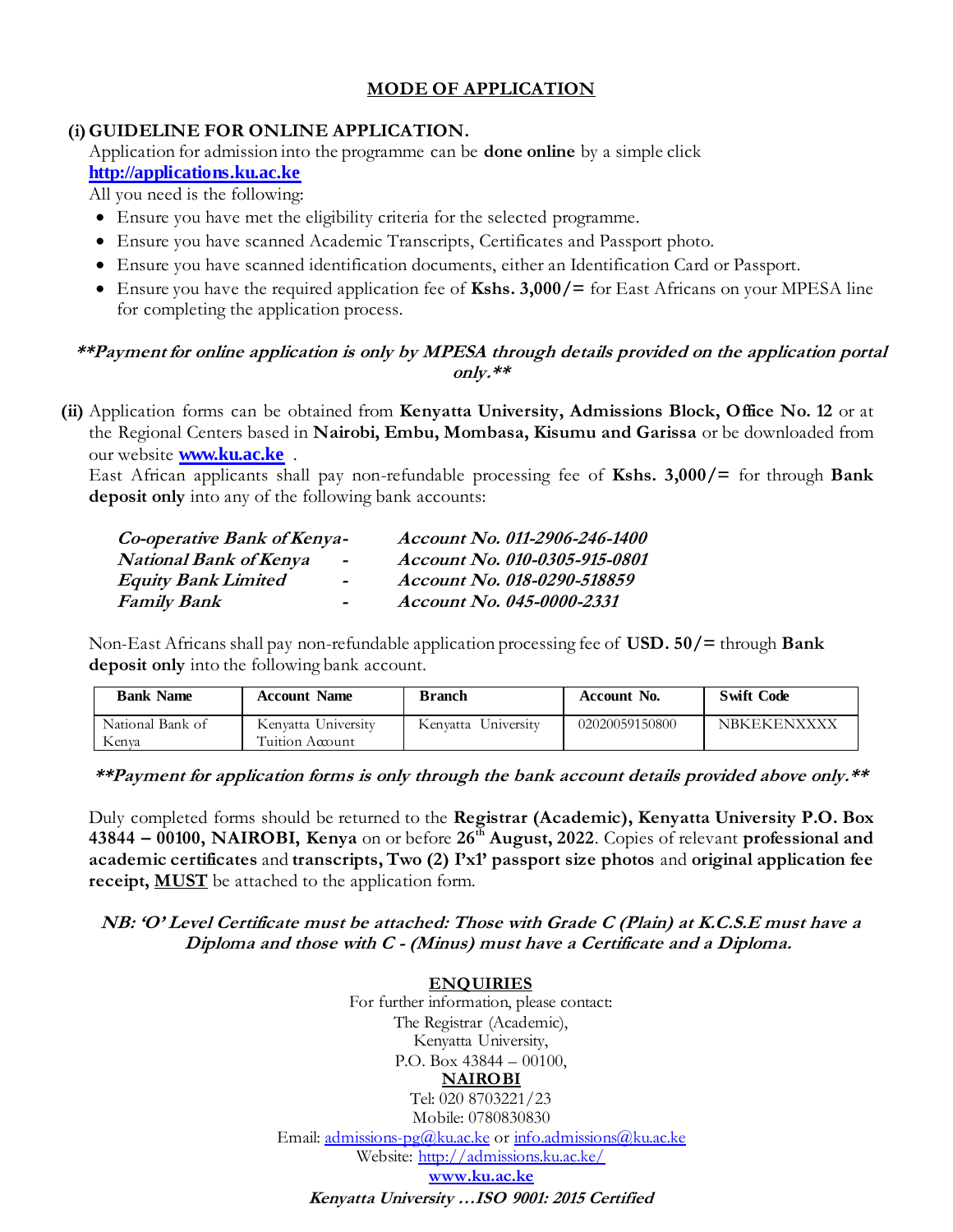## MODE OF APPLICATION

**(i) GUIDELINE FOR ONLINE APPLICATION.**

Application for admission into the programme can be **done online** by a simple click **http://applications.ku.ac.ke**

All you need is the following:

- Ensure you have met the eligibility criteria for the selected programme.
- Ensure you have scanned Academic Transcripts, Certificates and Passport photo.
- Ensure you have scanned identification documents, either an Identification Card or Passport.
- Ensure you have the required application fee of **Kshs. 3,000/=** for East Africans on your MPESA line for completing the application process.

***\*\*Payment for online application is only by MPESA through details provided on the application portal only.\*\****

**(ii)** Application forms can be obtained from **Kenyatta University, Admissions Block, Office No. 12** or at the Regional Centers based in **Nairobi, Embu, Mombasa, Kisumu and Garissa** or be downloaded from our website **www.ku.ac.ke** .

East African applicants shall pay non-refundable processing fee of **Kshs. 3,000/=** for through **Bank deposit only** into any of the following bank accounts:

| | |
|---|---|
| ***Co-operative Bank of Kenya-*** | ***Account No. 011-2906-246-1400*** |
| ***National Bank of Kenya -*** | ***Account No. 010-0305-915-0801*** |
| ***Equity Bank Limited -*** | ***Account No. 018-0290-518859*** |
| ***Family Bank -*** | ***Account No. 045-0000-2331*** |

Non-East Africans shall pay non-refundable application processing fee of **USD. 50/=** through **Bank deposit only** into the following bank account.

| Bank Name | Account Name | Branch | Account No. | Swift Code |
|---|---|---|---|---|
| National Bank of Kenya | Kenyatta University Tuition Account | Kenyatta University | 02020059150800 | NBKEKENXXXX |

***\*\*Payment for application forms is only through the bank account details provided above only.\*\****

Duly completed forms should be returned to the **Registrar (Academic), Kenyatta University P.O. Box 43844 – 00100, NAIROBI, Kenya** on or before **26th August, 2022**. Copies of relevant **professional and academic certificates** and **transcripts, Two (2) I'x1' passport size photos** and **original application fee receipt, MUST** be attached to the application form.

***NB: 'O' Level Certificate must be attached: Those with Grade C (Plain) at K.C.S.E must have a Diploma and those with C - (Minus) must have a Certificate and a Diploma.***

**ENQUIRIES**

For further information, please contact:
The Registrar (Academic),
Kenyatta University,
P.O. Box 43844 – 00100,
**NAIROBI**
Tel: 020 8703221/23
Mobile: 0780830830
Email: admissions-pg@ku.ac.ke or info.admissions@ku.ac.ke
Website: http://admissions.ku.ac.ke/
**www.ku.ac.ke**

***Kenyatta University …ISO 9001: 2015 Certified***